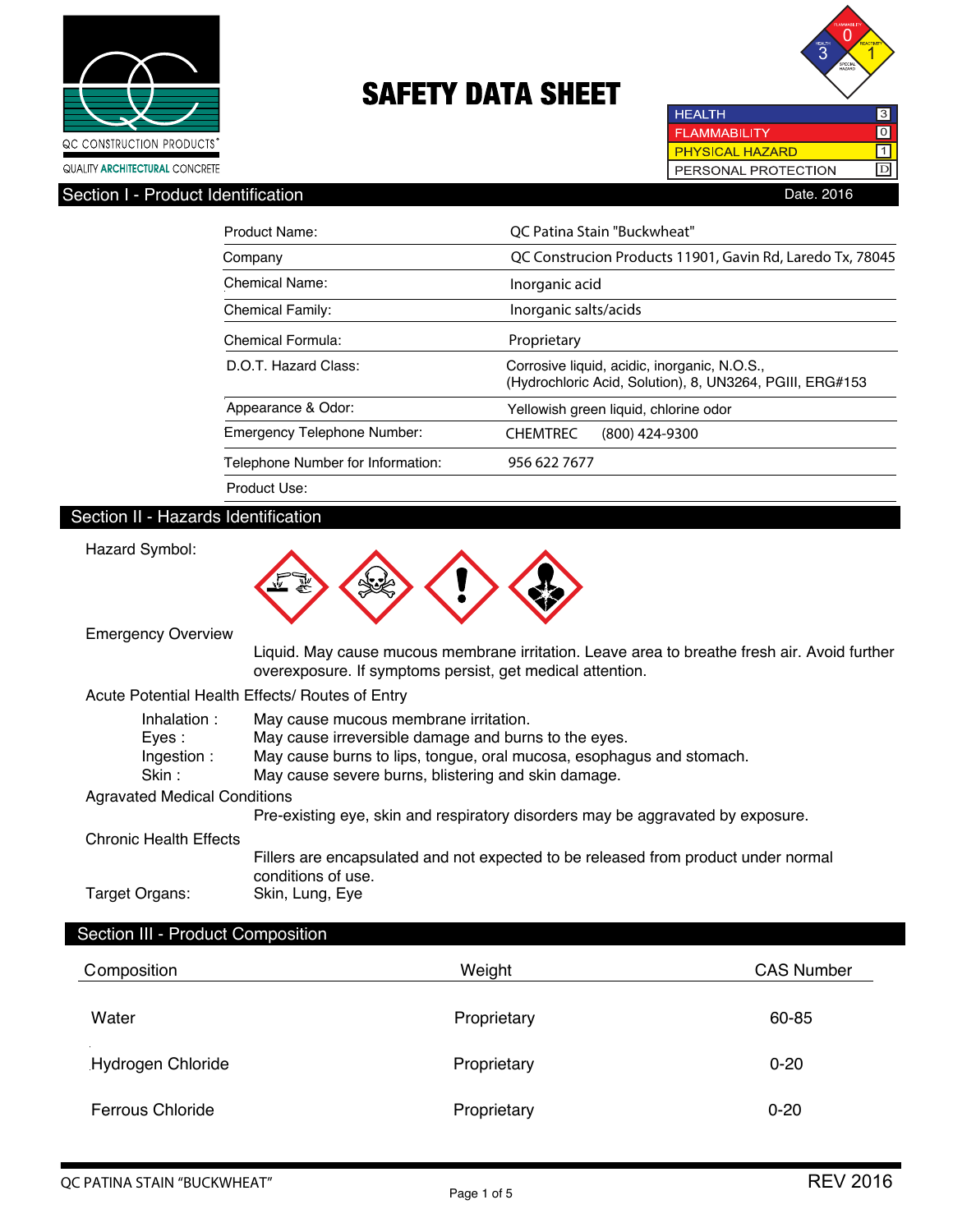QC CONSTRUCTION PRODUCTS®

QUALITY ARCHITECTURAL CONCRETE

# SAFETY DATA SHEET

| | |
|---|---|
| HEALTH | 3 |
| FLAMMABILITY | 0 |
| PHYSICAL HAZARD | 1 |
| PERSONAL PROTECTION | D |

## Section I - Product Identification

Date. 2016

| | |
|---|---|
| Product Name: | QC Patina Stain "Buckwheat" |
| Company | QC Construcion Products 11901, Gavin Rd, Laredo Tx, 78045 |
| Chemical Name: | Inorganic acid |
| Chemical Family: | Inorganic salts/acids |
| Chemical Formula: | Proprietary |
| D.O.T. Hazard Class: | Corrosive liquid, acidic, inorganic, N.O.S., (Hydrochloric Acid, Solution), 8, UN3264, PGIII, ERG#153 |
| Appearance & Odor: | Yellowish green liquid, chlorine odor |
| Emergency Telephone Number: | CHEMTREC (800) 424-9300 |
| Telephone Number for Information: | 956 622 7677 |
| Product Use: | |

## Section II - Hazards Identification

Hazard Symbol:

**Emergency Overview**

Liquid. May cause mucous membrane irritation. Leave area to breathe fresh air. Avoid further overexposure. If symptoms persist, get medical attention.

**Acute Potential Health Effects/ Routes of Entry**

- Inhalation : May cause mucous membrane irritation.
- Eyes : May cause irreversible damage and burns to the eyes.
- Ingestion : May cause burns to lips, tongue, oral mucosa, esophagus and stomach.
- Skin : May cause severe burns, blistering and skin damage.

**Agravated Medical Conditions**

Pre-existing eye, skin and respiratory disorders may be aggravated by exposure.

**Chronic Health Effects**

Fillers are encapsulated and not expected to be released from product under normal conditions of use.

Target Organs: Skin, Lung, Eye

## Section III - Product Composition

| Composition | Weight | CAS Number |
|---|---|---|
| Water | Proprietary | 60-85 |
| Hydrogen Chloride | Proprietary | 0-20 |
| Ferrous Chloride | Proprietary | 0-20 |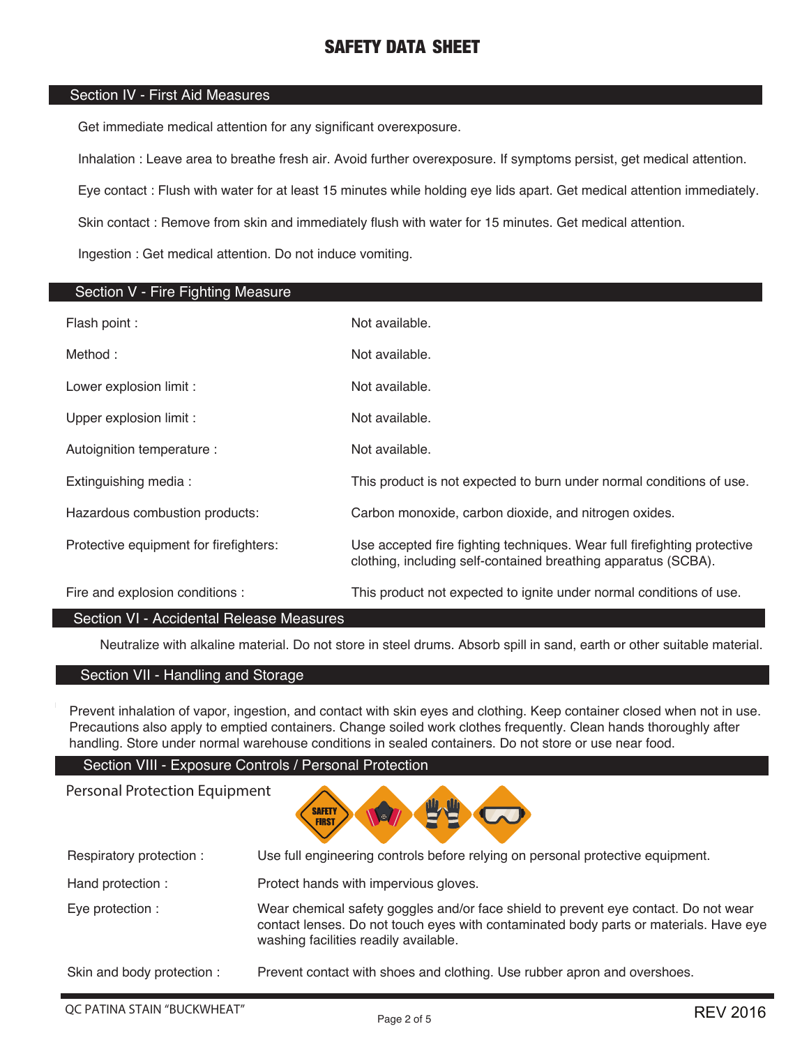# SAFETY DATA SHEET

## Section IV - First Aid Measures

Get immediate medical attention for any significant overexposure.

Inhalation : Leave area to breathe fresh air. Avoid further overexposure. If symptoms persist, get medical attention.

Eye contact : Flush with water for at least 15 minutes while holding eye lids apart. Get medical attention immediately.

Skin contact : Remove from skin and immediately flush with water for 15 minutes. Get medical attention.

Ingestion : Get medical attention. Do not induce vomiting.

## Section V - Fire Fighting Measure

| | |
|---|---|
| Flash point : | Not available. |
| Method : | Not available. |
| Lower explosion limit : | Not available. |
| Upper explosion limit : | Not available. |
| Autoignition temperature : | Not available. |
| Extinguishing media : | This product is not expected to burn under normal conditions of use. |
| Hazardous combustion products: | Carbon monoxide, carbon dioxide, and nitrogen oxides. |
| Protective equipment for firefighters: | Use accepted fire fighting techniques. Wear full firefighting protective clothing, including self-contained breathing apparatus (SCBA). |
| Fire and explosion conditions : | This product not expected to ignite under normal conditions of use. |

## Section VI - Accidental Release Measures

Neutralize with alkaline material. Do not store in steel drums. Absorb spill in sand, earth or other suitable material.

## Section VII - Handling and Storage

Prevent inhalation of vapor, ingestion, and contact with skin eyes and clothing. Keep container closed when not in use. Precautions also apply to emptied containers. Change soiled work clothes frequently. Clean hands thoroughly after handling. Store under normal warehouse conditions in sealed containers. Do not store or use near food.

## Section VIII - Exposure Controls / Personal Protection

Personal Protection Equipment

| | |
|---|---|
| Respiratory protection : | Use full engineering controls before relying on personal protective equipment. |
| Hand protection : | Protect hands with impervious gloves. |
| Eye protection : | Wear chemical safety goggles and/or face shield to prevent eye contact. Do not wear contact lenses. Do not touch eyes with contaminated body parts or materials. Have eye washing facilities readily available. |
| Skin and body protection : | Prevent contact with shoes and clothing. Use rubber apron and overshoes. |

QC PATINA STAIN "BUCKWHEAT" REV 2016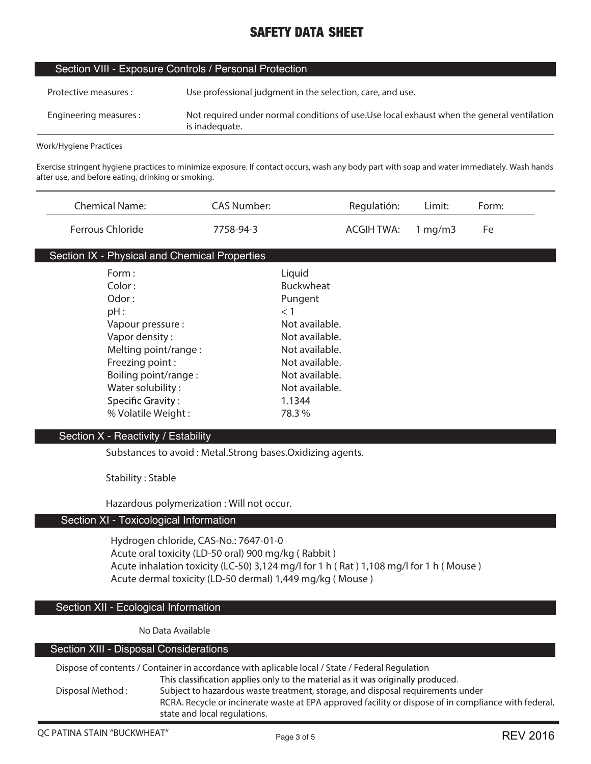# SAFETY DATA SHEET

## Section VIII - Exposure Controls / Personal Protection

| | |
|---|---|
| Protective measures : | Use professional judgment in the selection, care, and use. |
| Engineering measures : | Not required under normal conditions of use.Use local exhaust when the general ventilation is inadequate. |

Work/Hygiene Practices

Exercise stringent hygiene practices to minimize exposure. If contact occurs, wash any body part with soap and water immediately. Wash hands after use, and before eating, drinking or smoking.

| Chemical Name: | CAS Number: | Regulatión: | Limit: | Form: |
|---|---|---|---|---|
| Ferrous Chloride | 7758-94-3 | ACGIH TWA: | 1 mg/m3 | Fe |

## Section IX - Physical and Chemical Properties

| | |
|---|---|
| Form : | Liquid |
| Color : | Buckwheat |
| Odor : | Pungent |
| pH : | < 1 |
| Vapour pressure : | Not available. |
| Vapor density : | Not available. |
| Melting point/range : | Not available. |
| Freezing point : | Not available. |
| Boiling point/range : | Not available. |
| Water solubility : | Not available. |
| Specific Gravity : | 1.1344 |
| % Volatile Weight : | 78.3 % |

## Section X - Reactivity / Estability

Substances to avoid : Metal.Strong bases.Oxidizing agents.

Stability : Stable

Hazardous polymerization : Will not occur.

## Section XI - Toxicological Information

Hydrogen chloride, CAS-No.: 7647-01-0
Acute oral toxicity (LD-50 oral) 900 mg/kg ( Rabbit )
Acute inhalation toxicity (LC-50) 3,124 mg/l for 1 h ( Rat ) 1,108 mg/l for 1 h ( Mouse )
Acute dermal toxicity (LD-50 dermal) 1,449 mg/kg ( Mouse )

## Section XII - Ecological Information

No Data Available

## Section XIII - Disposal Considerations

Dispose of contents / Container in accordance with aplicable local / State / Federal Regulation

Disposal Method : This classification applies only to the material as it was originally produced. Subject to hazardous waste treatment, storage, and disposal requirements under RCRA. Recycle or incinerate waste at EPA approved facility or dispose of in compliance with federal, state and local regulations.

QC PATINA STAIN "BUCKWHEAT" REV 2016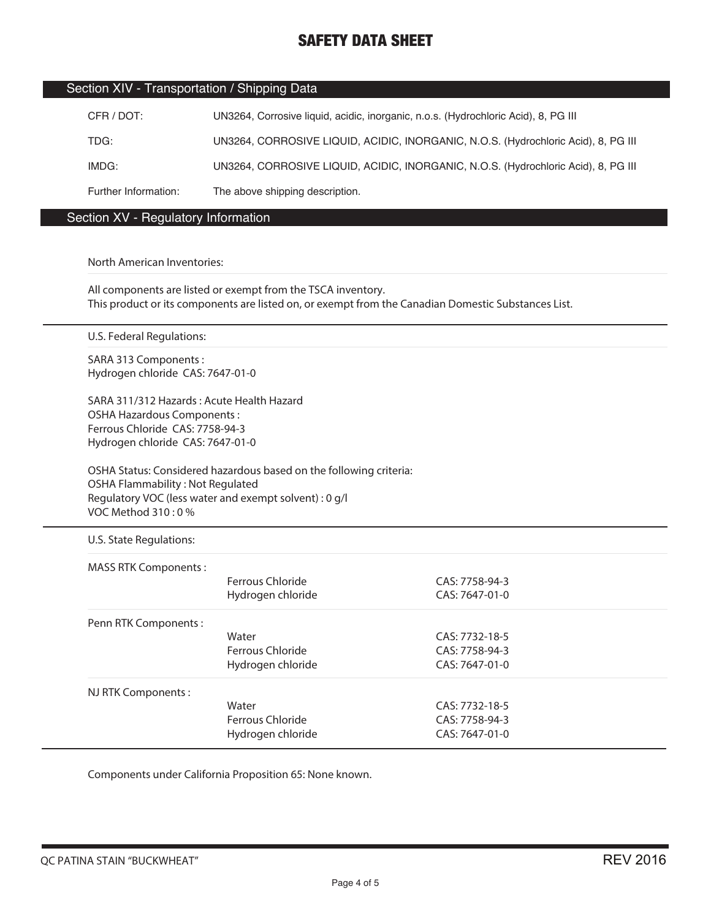## Section XIV - Transportation / Shipping Data

| | |
|---|---|
| CFR / DOT: | UN3264, Corrosive liquid, acidic, inorganic, n.o.s. (Hydrochloric Acid), 8, PG III |
| TDG: | UN3264, CORROSIVE LIQUID, ACIDIC, INORGANIC, N.O.S. (Hydrochloric Acid), 8, PG III |
| IMDG: | UN3264, CORROSIVE LIQUID, ACIDIC, INORGANIC, N.O.S. (Hydrochloric Acid), 8, PG III |
| Further Information: | The above shipping description. |

## Section XV - Regulatory Information

North American Inventories:

All components are listed or exempt from the TSCA inventory.
This product or its components are listed on, or exempt from the Canadian Domestic Substances List.

U.S. Federal Regulations:

SARA 313 Components :
Hydrogen chloride CAS: 7647-01-0

SARA 311/312 Hazards : Acute Health Hazard
OSHA Hazardous Components :
Ferrous Chloride CAS: 7758-94-3
Hydrogen chloride CAS: 7647-01-0

OSHA Status: Considered hazardous based on the following criteria:
OSHA Flammability : Not Regulated
Regulatory VOC (less water and exempt solvent) : 0 g/l
VOC Method 310 : 0 %

U.S. State Regulations:

| | | |
|---|---|---|
| MASS RTK Components : | Ferrous Chloride | CAS: 7758-94-3 |
| | Hydrogen chloride | CAS: 7647-01-0 |
| Penn RTK Components : | Water | CAS: 7732-18-5 |
| | Ferrous Chloride | CAS: 7758-94-3 |
| | Hydrogen chloride | CAS: 7647-01-0 |
| NJ RTK Components : | Water | CAS: 7732-18-5 |
| | Ferrous Chloride | CAS: 7758-94-3 |
| | Hydrogen chloride | CAS: 7647-01-0 |

Components under California Proposition 65: None known.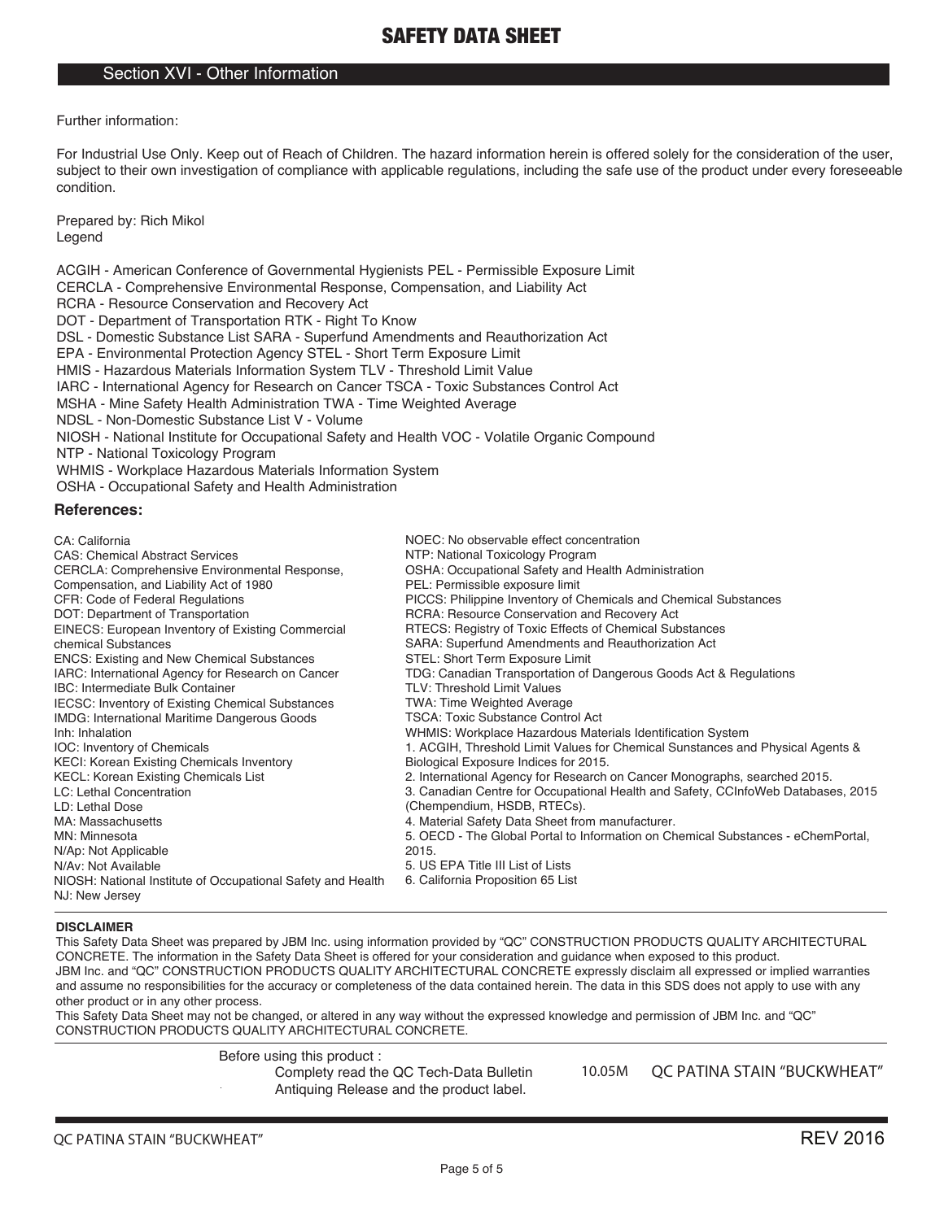## Section XVI - Other Information

Further information:

For Industrial Use Only. Keep out of Reach of Children. The hazard information herein is offered solely for the consideration of the user, subject to their own investigation of compliance with applicable regulations, including the safe use of the product under every foreseeable condition.

Prepared by: Rich Mikol
Legend

ACGIH - American Conference of Governmental Hygienists PEL - Permissible Exposure Limit
CERCLA - Comprehensive Environmental Response, Compensation, and Liability Act
RCRA - Resource Conservation and Recovery Act
DOT - Department of Transportation RTK - Right To Know
DSL - Domestic Substance List SARA - Superfund Amendments and Reauthorization Act
EPA - Environmental Protection Agency STEL - Short Term Exposure Limit
HMIS - Hazardous Materials Information System TLV - Threshold Limit Value
IARC - International Agency for Research on Cancer TSCA - Toxic Substances Control Act
MSHA - Mine Safety Health Administration TWA - Time Weighted Average
NDSL - Non-Domestic Substance List V - Volume
NIOSH - National Institute for Occupational Safety and Health VOC - Volatile Organic Compound
NTP - National Toxicology Program
WHMIS - Workplace Hazardous Materials Information System
OSHA - Occupational Safety and Health Administration

### References:

CA: California
CAS: Chemical Abstract Services
CERCLA: Comprehensive Environmental Response, Compensation, and Liability Act of 1980
CFR: Code of Federal Regulations
DOT: Department of Transportation
EINECS: European Inventory of Existing Commercial chemical Substances
ENCS: Existing and New Chemical Substances
IARC: International Agency for Research on Cancer
IBC: Intermediate Bulk Container
IECSC: Inventory of Existing Chemical Substances
IMDG: International Maritime Dangerous Goods
Inh: Inhalation
IOC: Inventory of Chemicals
KECI: Korean Existing Chemicals Inventory
KECL: Korean Existing Chemicals List
LC: Lethal Concentration
LD: Lethal Dose
MA: Massachusetts
MN: Minnesota
N/Ap: Not Applicable
N/Av: Not Available
NIOSH: National Institute of Occupational Safety and Health
NJ: New Jersey
NOEC: No observable effect concentration
NTP: National Toxicology Program
OSHA: Occupational Safety and Health Administration
PEL: Permissible exposure limit
PICCS: Philippine Inventory of Chemicals and Chemical Substances
RCRA: Resource Conservation and Recovery Act
RTECS: Registry of Toxic Effects of Chemical Substances
SARA: Superfund Amendments and Reauthorization Act
STEL: Short Term Exposure Limit
TDG: Canadian Transportation of Dangerous Goods Act & Regulations
TLV: Threshold Limit Values
TWA: Time Weighted Average
TSCA: Toxic Substance Control Act
WHMIS: Workplace Hazardous Materials Identification System

1. ACGIH, Threshold Limit Values for Chemical Sunstances and Physical Agents & Biological Exposure Indices for 2015.
2. International Agency for Research on Cancer Monographs, searched 2015.
3. Canadian Centre for Occupational Health and Safety, CCInfoWeb Databases, 2015 (Chempendium, HSDB, RTECs).
4. Material Safety Data Sheet from manufacturer.
5. OECD - The Global Portal to Information on Chemical Substances - eChemPortal, 2015.
5. US EPA Title III List of Lists
6. California Proposition 65 List

**DISCLAIMER**

This Safety Data Sheet was prepared by JBM Inc. using information provided by "QC" CONSTRUCTION PRODUCTS QUALITY ARCHITECTURAL CONCRETE. The information in the Safety Data Sheet is offered for your consideration and guidance when exposed to this product.
JBM Inc. and "QC" CONSTRUCTION PRODUCTS QUALITY ARCHITECTURAL CONCRETE expressly disclaim all expressed or implied warranties and assume no responsibilities for the accuracy or completeness of the data contained herein. The data in this SDS does not apply to use with any other product or in any other process.
This Safety Data Sheet may not be changed, or altered in any way without the expressed knowledge and permission of JBM Inc. and "QC" CONSTRUCTION PRODUCTS QUALITY ARCHITECTURAL CONCRETE.

Before using this product :
Complety read the QC Tech-Data Bulletin Antiquing Release and the product label.

10.05M QC PATINA STAIN "BUCKWHEAT"